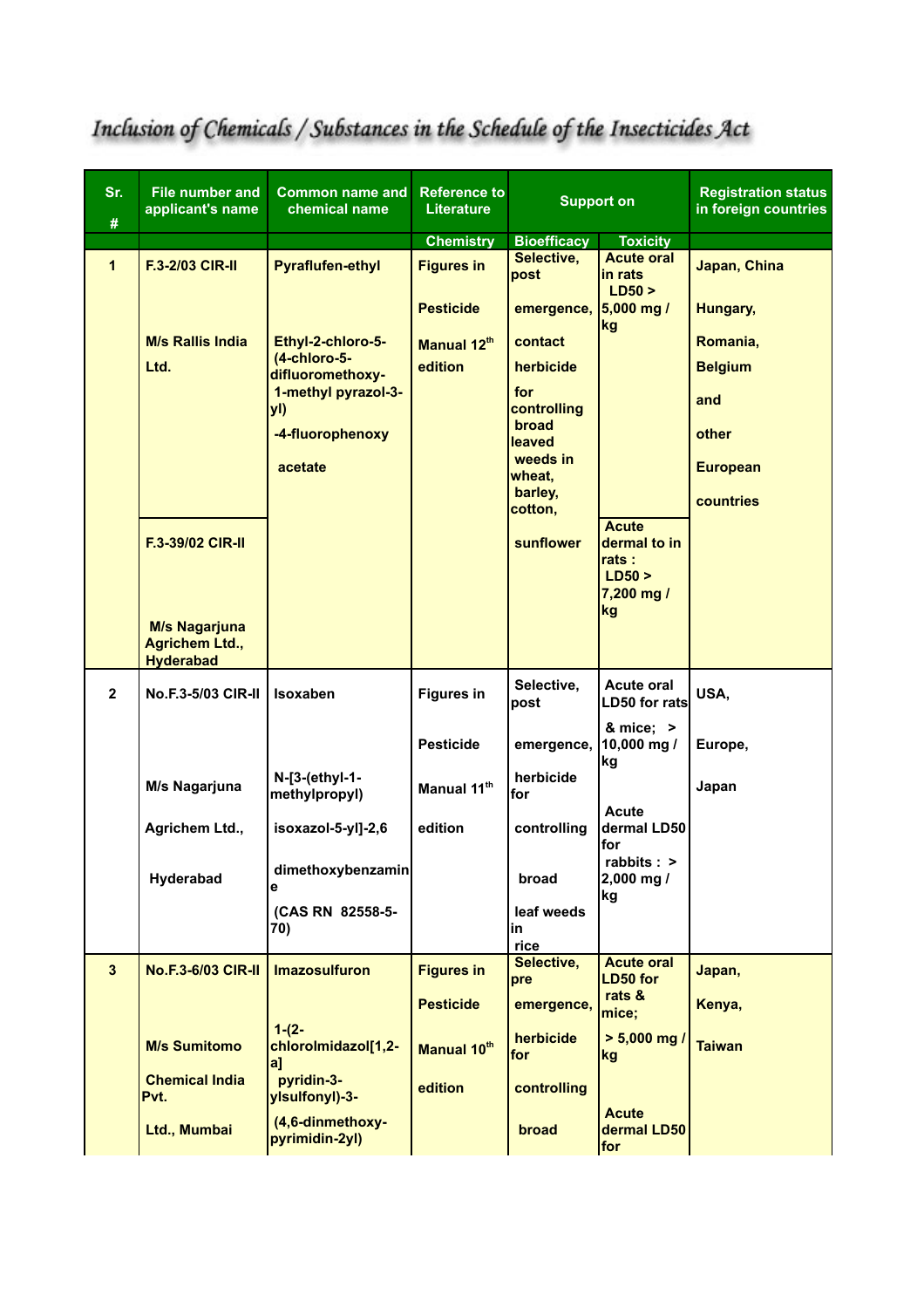# Inclusion of Chemicals / Substances in the Schedule of the Insecticides Act

| Sr. # | File number and applicant's name | Common name and chemical name | Reference to Literature | Support on | | Registration status in foreign countries |
|---|---|---|---|---|---|---|
| | | | Chemistry | Bioefficacy | Toxicity | |
| 1 | F.3-2/03 CIR-II<br><br>M/s Rallis India Ltd.<br><br>F.3-39/02 CIR-II<br><br>M/s Nagarjuna Agrichem Ltd., Hyderabad | Pyraflufen-ethyl<br><br>Ethyl-2-chloro-5-(4-chloro-5-difluoromethoxy-1-methyl pyrazol-3-yl) -4-fluorophenoxy acetate | Figures in Pesticide Manual 12[th] edition | Selective, post emergence, contact herbicide for controlling broad leaved weeds in wheat, barley, cotton, sunflower | Acute oral in rats LD50 > 5,000 mg / kg<br><br>Acute dermal to in rats : LD50 > 7,200 mg / kg | Japan, China Hungary, Romania, Belgium and other European countries |
| 2 | No.F.3-5/03 CIR-II<br><br>M/s Nagarjuna Agrichem Ltd., Hyderabad | Isoxaben<br><br>N-[3-(ethyl-1-methylpropyl) isoxazol-5-yl]-2,6 dimethoxybenzamine<br>(CAS RN 82558-5-70) | Figures in Pesticide Manual 11[th] edition | Selective, post emergence, herbicide for controlling broad leaf weeds in rice | Acute oral LD50 for rats & mice; > 10,000 mg / kg<br><br>Acute dermal LD50 for rabbits : > 2,000 mg / kg | USA, Europe, Japan |
| 3 | No.F.3-6/03 CIR-II<br><br>M/s Sumitomo Chemical India Pvt. Ltd., Mumbai | Imazosulfuron<br><br>1-(2-chlorolmidazol[1,2-a] pyridin-3-ylsulfonyl)-3-(4,6-dinmethoxy-pyrimidin-2yl) | Figures in Pesticide Manual 10[th] edition | Selective, pre emergence, herbicide for controlling broad | Acute oral LD50 for rats & mice; > 5,000 mg / kg<br><br>Acute dermal LD50 for | Japan, Kenya, Taiwan |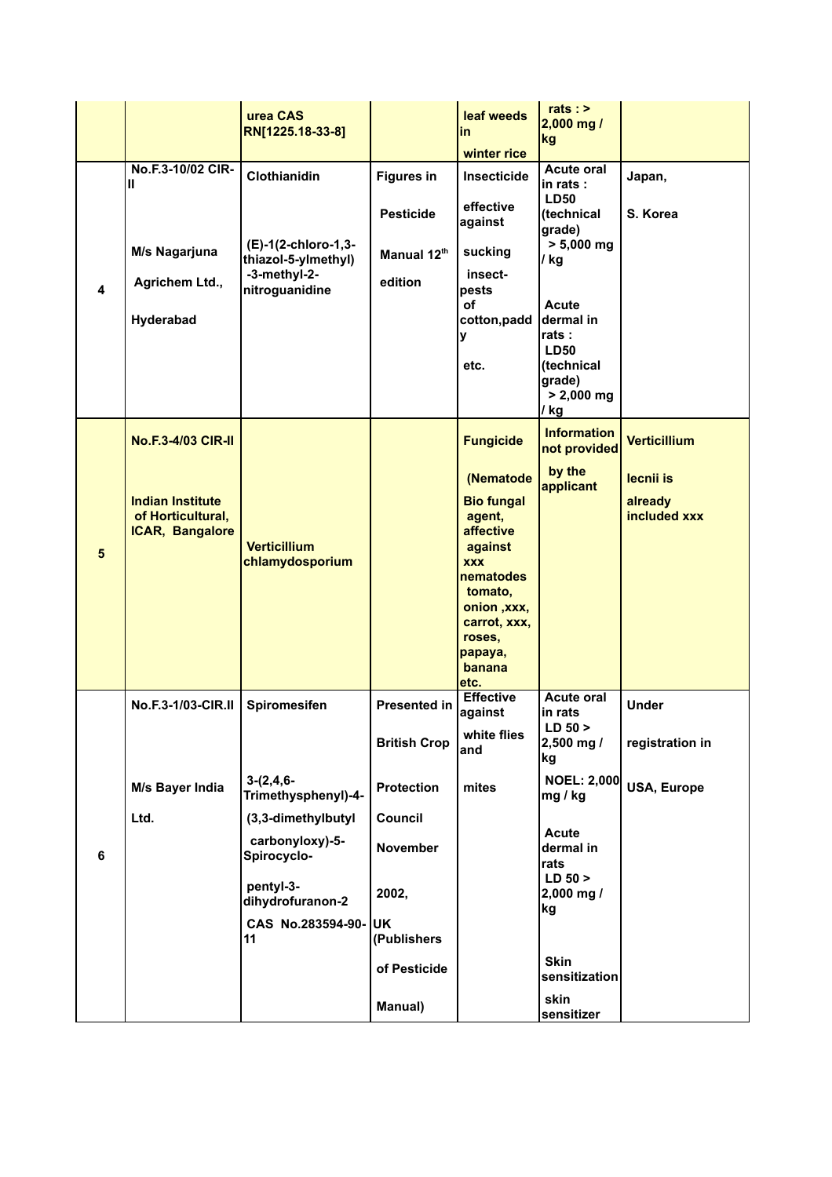| | | | | | | |
|---|---|---|---|---|---|---|
| | | urea CAS RN[1225.18-33-8] | | leaf weeds in winter rice | rats : > 2,000 mg / kg | |
| 4 | No.F.3-10/02 CIR-II M/s Nagarjuna Agrichem Ltd., Hyderabad | Clothianidin (E)-1(2-chloro-1,3-thiazol-5-ylmethyl) -3-methyl-2-nitroguanidine | Figures in Pesticide Manual 12[th] edition | Insecticide effective against sucking insect-pests of cotton,paddy etc. | Acute oral in rats : LD50 (technical grade) > 5,000 mg / kg Acute dermal in rats : LD50 (technical grade) > 2,000 mg / kg | Japan, S. Korea |
| 5 | No.F.3-4/03 CIR-II Indian Institute of Horticultural, ICAR, Bangalore | Verticillium chlamydosporium | | Fungicide (Nematode Bio fungal agent, affective against xxx nematodes tomato, onion ,xxx, carrot, xxx, roses, papaya, banana etc. | Information not provided by the applicant | Verticillium lecnii is already included xxx |
| 6 | No.F.3-1/03-CIR.II M/s Bayer India Ltd. | Spiromesifen 3-(2,4,6-Trimethysphenyl)-4-(3,3-dimethylbutyl carbonyloxy)-5-Spirocyclo-pentyl-3-dihydrofuranon-2 CAS No.283594-90-11 | Presented in British Crop Protection Council November 2002, UK (Publishers of Pesticide Manual) | Effective against white flies and mites | Acute oral in rats LD 50 > 2,500 mg / kg NOEL: 2,000 mg / kg Acute dermal in rats LD 50 > 2,000 mg / kg Skin sensitization skin sensitizer | Under registration in USA, Europe |